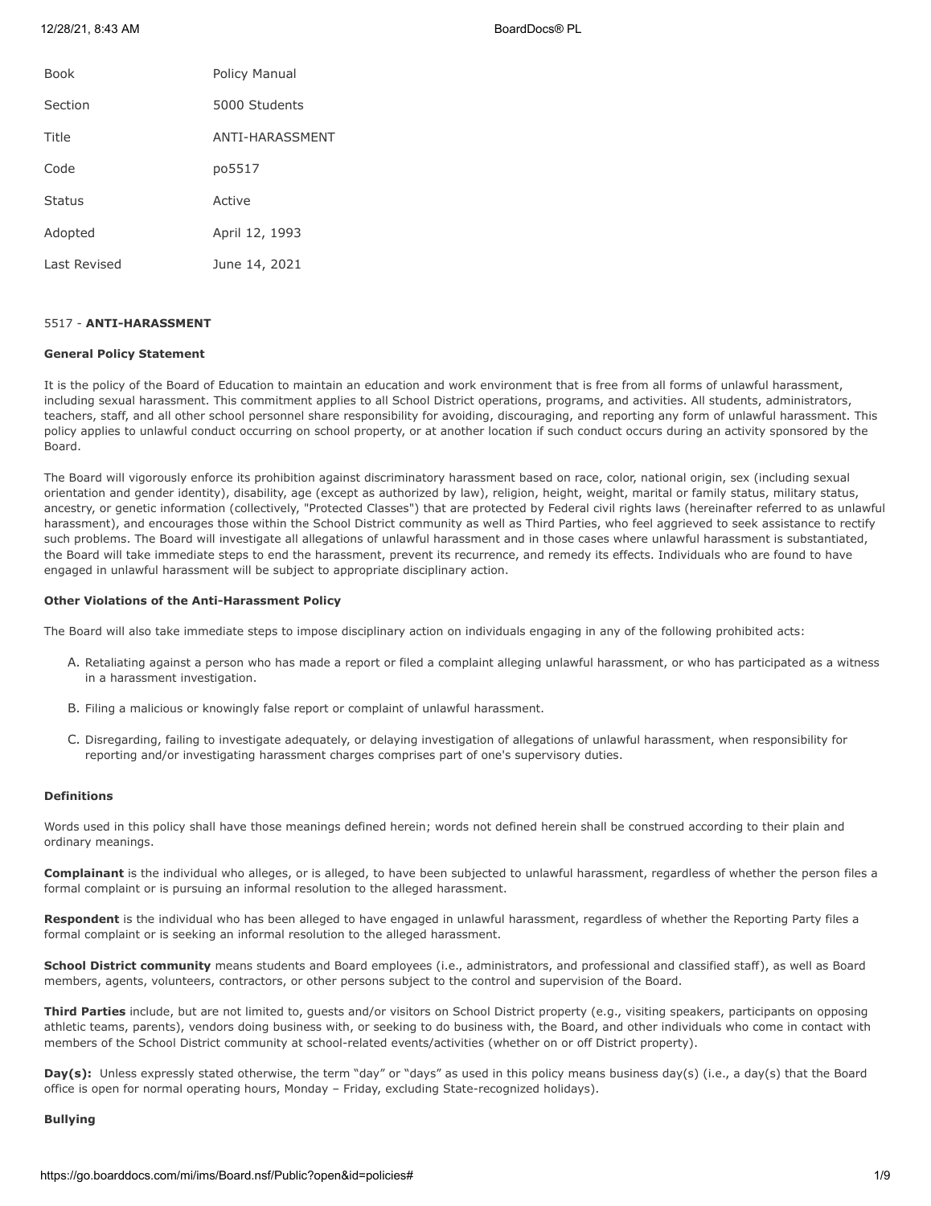| | |
|---|---|
| Book | Policy Manual |
| Section | 5000 Students |
| Title | ANTI-HARASSMENT |
| Code | po5517 |
| Status | Active |
| Adopted | April 12, 1993 |
| Last Revised | June 14, 2021 |

5517 - **ANTI-HARASSMENT**

**General Policy Statement**

It is the policy of the Board of Education to maintain an education and work environment that is free from all forms of unlawful harassment, including sexual harassment. This commitment applies to all School District operations, programs, and activities. All students, administrators, teachers, staff, and all other school personnel share responsibility for avoiding, discouraging, and reporting any form of unlawful harassment. This policy applies to unlawful conduct occurring on school property, or at another location if such conduct occurs during an activity sponsored by the Board.

The Board will vigorously enforce its prohibition against discriminatory harassment based on race, color, national origin, sex (including sexual orientation and gender identity), disability, age (except as authorized by law), religion, height, weight, marital or family status, military status, ancestry, or genetic information (collectively, "Protected Classes") that are protected by Federal civil rights laws (hereinafter referred to as unlawful harassment), and encourages those within the School District community as well as Third Parties, who feel aggrieved to seek assistance to rectify such problems. The Board will investigate all allegations of unlawful harassment and in those cases where unlawful harassment is substantiated, the Board will take immediate steps to end the harassment, prevent its recurrence, and remedy its effects. Individuals who are found to have engaged in unlawful harassment will be subject to appropriate disciplinary action.

**Other Violations of the Anti-Harassment Policy**

The Board will also take immediate steps to impose disciplinary action on individuals engaging in any of the following prohibited acts:

A. Retaliating against a person who has made a report or filed a complaint alleging unlawful harassment, or who has participated as a witness in a harassment investigation.

B. Filing a malicious or knowingly false report or complaint of unlawful harassment.

C. Disregarding, failing to investigate adequately, or delaying investigation of allegations of unlawful harassment, when responsibility for reporting and/or investigating harassment charges comprises part of one's supervisory duties.

**Definitions**

Words used in this policy shall have those meanings defined herein; words not defined herein shall be construed according to their plain and ordinary meanings.

**Complainant** is the individual who alleges, or is alleged, to have been subjected to unlawful harassment, regardless of whether the person files a formal complaint or is pursuing an informal resolution to the alleged harassment.

**Respondent** is the individual who has been alleged to have engaged in unlawful harassment, regardless of whether the Reporting Party files a formal complaint or is seeking an informal resolution to the alleged harassment.

**School District community** means students and Board employees (i.e., administrators, and professional and classified staff), as well as Board members, agents, volunteers, contractors, or other persons subject to the control and supervision of the Board.

**Third Parties** include, but are not limited to, guests and/or visitors on School District property (e.g., visiting speakers, participants on opposing athletic teams, parents), vendors doing business with, or seeking to do business with, the Board, and other individuals who come in contact with members of the School District community at school-related events/activities (whether on or off District property).

**Day(s):** Unless expressly stated otherwise, the term "day" or "days" as used in this policy means business day(s) (i.e., a day(s) that the Board office is open for normal operating hours, Monday – Friday, excluding State-recognized holidays).

**Bullying**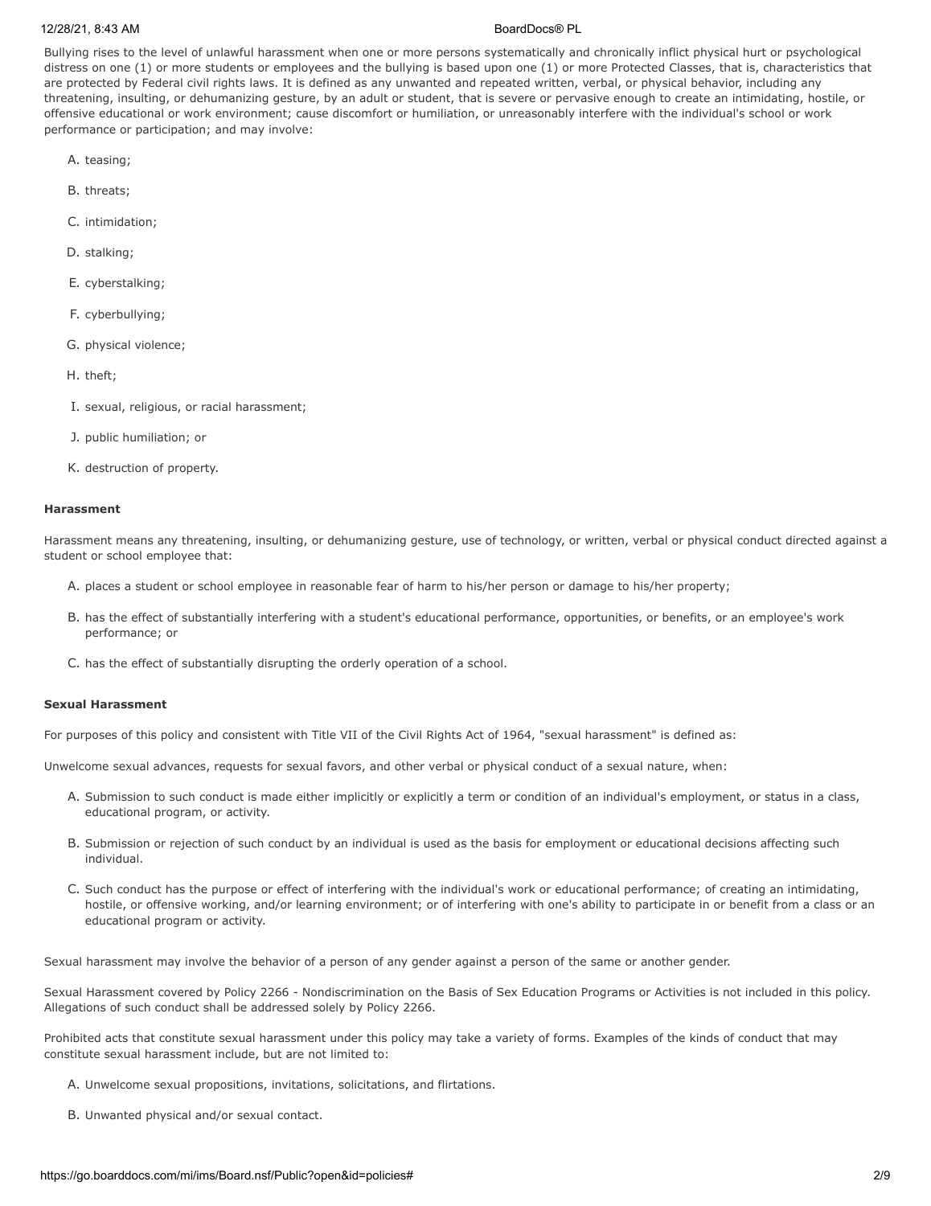Bullying rises to the level of unlawful harassment when one or more persons systematically and chronically inflict physical hurt or psychological distress on one (1) or more students or employees and the bullying is based upon one (1) or more Protected Classes, that is, characteristics that are protected by Federal civil rights laws. It is defined as any unwanted and repeated written, verbal, or physical behavior, including any threatening, insulting, or dehumanizing gesture, by an adult or student, that is severe or pervasive enough to create an intimidating, hostile, or offensive educational or work environment; cause discomfort or humiliation, or unreasonably interfere with the individual's school or work performance or participation; and may involve:

A. teasing;

B. threats;

C. intimidation;

D. stalking;

E. cyberstalking;

F. cyberbullying;

G. physical violence;

H. theft;

I. sexual, religious, or racial harassment;

J. public humiliation; or

K. destruction of property.

**Harassment**

Harassment means any threatening, insulting, or dehumanizing gesture, use of technology, or written, verbal or physical conduct directed against a student or school employee that:

A. places a student or school employee in reasonable fear of harm to his/her person or damage to his/her property;

B. has the effect of substantially interfering with a student's educational performance, opportunities, or benefits, or an employee's work performance; or

C. has the effect of substantially disrupting the orderly operation of a school.

**Sexual Harassment**

For purposes of this policy and consistent with Title VII of the Civil Rights Act of 1964, "sexual harassment" is defined as:

Unwelcome sexual advances, requests for sexual favors, and other verbal or physical conduct of a sexual nature, when:

A. Submission to such conduct is made either implicitly or explicitly a term or condition of an individual's employment, or status in a class, educational program, or activity.

B. Submission or rejection of such conduct by an individual is used as the basis for employment or educational decisions affecting such individual.

C. Such conduct has the purpose or effect of interfering with the individual's work or educational performance; of creating an intimidating, hostile, or offensive working, and/or learning environment; or of interfering with one's ability to participate in or benefit from a class or an educational program or activity.

Sexual harassment may involve the behavior of a person of any gender against a person of the same or another gender.

Sexual Harassment covered by Policy 2266 - Nondiscrimination on the Basis of Sex Education Programs or Activities is not included in this policy. Allegations of such conduct shall be addressed solely by Policy 2266.

Prohibited acts that constitute sexual harassment under this policy may take a variety of forms. Examples of the kinds of conduct that may constitute sexual harassment include, but are not limited to:

A. Unwelcome sexual propositions, invitations, solicitations, and flirtations.

B. Unwanted physical and/or sexual contact.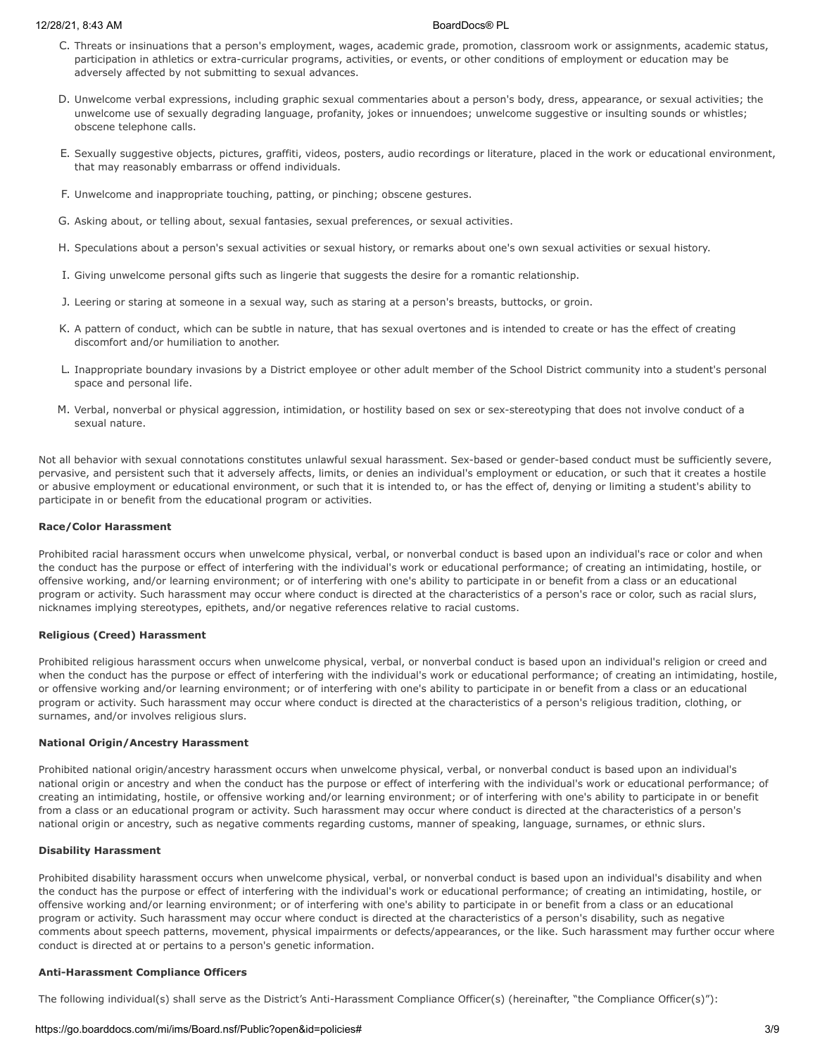C. Threats or insinuations that a person's employment, wages, academic grade, promotion, classroom work or assignments, academic status, participation in athletics or extra-curricular programs, activities, or events, or other conditions of employment or education may be adversely affected by not submitting to sexual advances.

D. Unwelcome verbal expressions, including graphic sexual commentaries about a person's body, dress, appearance, or sexual activities; the unwelcome use of sexually degrading language, profanity, jokes or innuendoes; unwelcome suggestive or insulting sounds or whistles; obscene telephone calls.

E. Sexually suggestive objects, pictures, graffiti, videos, posters, audio recordings or literature, placed in the work or educational environment, that may reasonably embarrass or offend individuals.

F. Unwelcome and inappropriate touching, patting, or pinching; obscene gestures.

G. Asking about, or telling about, sexual fantasies, sexual preferences, or sexual activities.

H. Speculations about a person's sexual activities or sexual history, or remarks about one's own sexual activities or sexual history.

I. Giving unwelcome personal gifts such as lingerie that suggests the desire for a romantic relationship.

J. Leering or staring at someone in a sexual way, such as staring at a person's breasts, buttocks, or groin.

K. A pattern of conduct, which can be subtle in nature, that has sexual overtones and is intended to create or has the effect of creating discomfort and/or humiliation to another.

L. Inappropriate boundary invasions by a District employee or other adult member of the School District community into a student's personal space and personal life.

M. Verbal, nonverbal or physical aggression, intimidation, or hostility based on sex or sex-stereotyping that does not involve conduct of a sexual nature.

Not all behavior with sexual connotations constitutes unlawful sexual harassment. Sex-based or gender-based conduct must be sufficiently severe, pervasive, and persistent such that it adversely affects, limits, or denies an individual's employment or education, or such that it creates a hostile or abusive employment or educational environment, or such that it is intended to, or has the effect of, denying or limiting a student's ability to participate in or benefit from the educational program or activities.

**Race/Color Harassment**

Prohibited racial harassment occurs when unwelcome physical, verbal, or nonverbal conduct is based upon an individual's race or color and when the conduct has the purpose or effect of interfering with the individual's work or educational performance; of creating an intimidating, hostile, or offensive working, and/or learning environment; or of interfering with one's ability to participate in or benefit from a class or an educational program or activity. Such harassment may occur where conduct is directed at the characteristics of a person's race or color, such as racial slurs, nicknames implying stereotypes, epithets, and/or negative references relative to racial customs.

**Religious (Creed) Harassment**

Prohibited religious harassment occurs when unwelcome physical, verbal, or nonverbal conduct is based upon an individual's religion or creed and when the conduct has the purpose or effect of interfering with the individual's work or educational performance; of creating an intimidating, hostile, or offensive working and/or learning environment; or of interfering with one's ability to participate in or benefit from a class or an educational program or activity. Such harassment may occur where conduct is directed at the characteristics of a person's religious tradition, clothing, or surnames, and/or involves religious slurs.

**National Origin/Ancestry Harassment**

Prohibited national origin/ancestry harassment occurs when unwelcome physical, verbal, or nonverbal conduct is based upon an individual's national origin or ancestry and when the conduct has the purpose or effect of interfering with the individual's work or educational performance; of creating an intimidating, hostile, or offensive working and/or learning environment; or of interfering with one's ability to participate in or benefit from a class or an educational program or activity. Such harassment may occur where conduct is directed at the characteristics of a person's national origin or ancestry, such as negative comments regarding customs, manner of speaking, language, surnames, or ethnic slurs.

**Disability Harassment**

Prohibited disability harassment occurs when unwelcome physical, verbal, or nonverbal conduct is based upon an individual's disability and when the conduct has the purpose or effect of interfering with the individual's work or educational performance; of creating an intimidating, hostile, or offensive working and/or learning environment; or of interfering with one's ability to participate in or benefit from a class or an educational program or activity. Such harassment may occur where conduct is directed at the characteristics of a person's disability, such as negative comments about speech patterns, movement, physical impairments or defects/appearances, or the like. Such harassment may further occur where conduct is directed at or pertains to a person's genetic information.

**Anti-Harassment Compliance Officers**

The following individual(s) shall serve as the District's Anti-Harassment Compliance Officer(s) (hereinafter, "the Compliance Officer(s)"):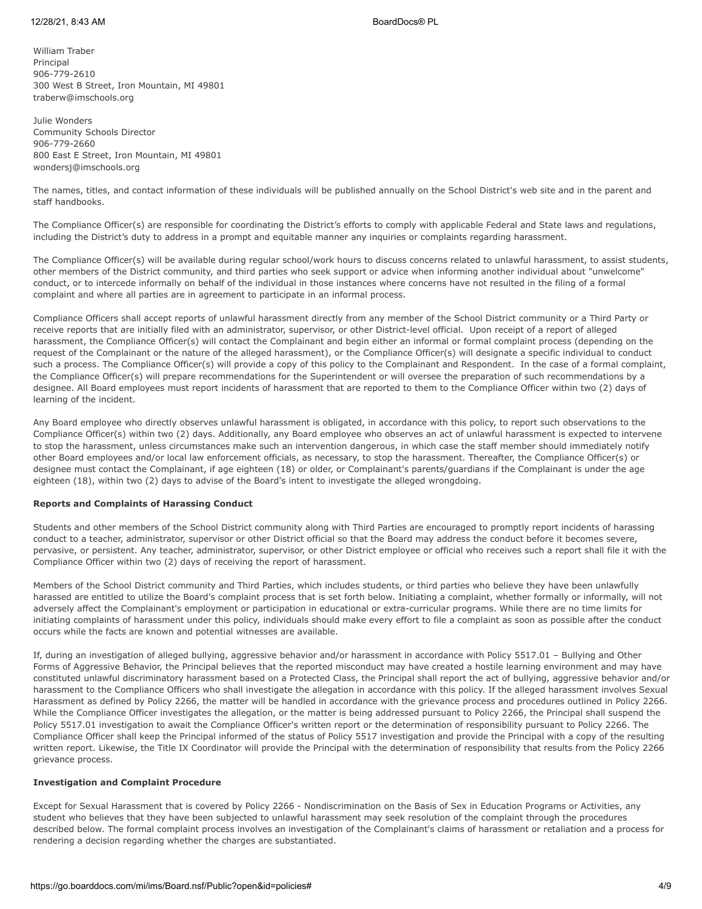William Traber
Principal
906-779-2610
300 West B Street, Iron Mountain, MI 49801
traberw@imschools.org

Julie Wonders
Community Schools Director
906-779-2660
800 East E Street, Iron Mountain, MI 49801
wondersj@imschools.org

The names, titles, and contact information of these individuals will be published annually on the School District's web site and in the parent and staff handbooks.

The Compliance Officer(s) are responsible for coordinating the District's efforts to comply with applicable Federal and State laws and regulations, including the District's duty to address in a prompt and equitable manner any inquiries or complaints regarding harassment.

The Compliance Officer(s) will be available during regular school/work hours to discuss concerns related to unlawful harassment, to assist students, other members of the District community, and third parties who seek support or advice when informing another individual about "unwelcome" conduct, or to intercede informally on behalf of the individual in those instances where concerns have not resulted in the filing of a formal complaint and where all parties are in agreement to participate in an informal process.

Compliance Officers shall accept reports of unlawful harassment directly from any member of the School District community or a Third Party or receive reports that are initially filed with an administrator, supervisor, or other District-level official. Upon receipt of a report of alleged harassment, the Compliance Officer(s) will contact the Complainant and begin either an informal or formal complaint process (depending on the request of the Complainant or the nature of the alleged harassment), or the Compliance Officer(s) will designate a specific individual to conduct such a process. The Compliance Officer(s) will provide a copy of this policy to the Complainant and Respondent. In the case of a formal complaint, the Compliance Officer(s) will prepare recommendations for the Superintendent or will oversee the preparation of such recommendations by a designee. All Board employees must report incidents of harassment that are reported to them to the Compliance Officer within two (2) days of learning of the incident.

Any Board employee who directly observes unlawful harassment is obligated, in accordance with this policy, to report such observations to the Compliance Officer(s) within two (2) days. Additionally, any Board employee who observes an act of unlawful harassment is expected to intervene to stop the harassment, unless circumstances make such an intervention dangerous, in which case the staff member should immediately notify other Board employees and/or local law enforcement officials, as necessary, to stop the harassment. Thereafter, the Compliance Officer(s) or designee must contact the Complainant, if age eighteen (18) or older, or Complainant's parents/guardians if the Complainant is under the age eighteen (18), within two (2) days to advise of the Board's intent to investigate the alleged wrongdoing.

**Reports and Complaints of Harassing Conduct**

Students and other members of the School District community along with Third Parties are encouraged to promptly report incidents of harassing conduct to a teacher, administrator, supervisor or other District official so that the Board may address the conduct before it becomes severe, pervasive, or persistent. Any teacher, administrator, supervisor, or other District employee or official who receives such a report shall file it with the Compliance Officer within two (2) days of receiving the report of harassment.

Members of the School District community and Third Parties, which includes students, or third parties who believe they have been unlawfully harassed are entitled to utilize the Board's complaint process that is set forth below. Initiating a complaint, whether formally or informally, will not adversely affect the Complainant's employment or participation in educational or extra-curricular programs. While there are no time limits for initiating complaints of harassment under this policy, individuals should make every effort to file a complaint as soon as possible after the conduct occurs while the facts are known and potential witnesses are available.

If, during an investigation of alleged bullying, aggressive behavior and/or harassment in accordance with Policy 5517.01 – Bullying and Other Forms of Aggressive Behavior, the Principal believes that the reported misconduct may have created a hostile learning environment and may have constituted unlawful discriminatory harassment based on a Protected Class, the Principal shall report the act of bullying, aggressive behavior and/or harassment to the Compliance Officers who shall investigate the allegation in accordance with this policy. If the alleged harassment involves Sexual Harassment as defined by Policy 2266, the matter will be handled in accordance with the grievance process and procedures outlined in Policy 2266. While the Compliance Officer investigates the allegation, or the matter is being addressed pursuant to Policy 2266, the Principal shall suspend the Policy 5517.01 investigation to await the Compliance Officer's written report or the determination of responsibility pursuant to Policy 2266. The Compliance Officer shall keep the Principal informed of the status of Policy 5517 investigation and provide the Principal with a copy of the resulting written report. Likewise, the Title IX Coordinator will provide the Principal with the determination of responsibility that results from the Policy 2266 grievance process.

**Investigation and Complaint Procedure**

Except for Sexual Harassment that is covered by Policy 2266 - Nondiscrimination on the Basis of Sex in Education Programs or Activities, any student who believes that they have been subjected to unlawful harassment may seek resolution of the complaint through the procedures described below. The formal complaint process involves an investigation of the Complainant's claims of harassment or retaliation and a process for rendering a decision regarding whether the charges are substantiated.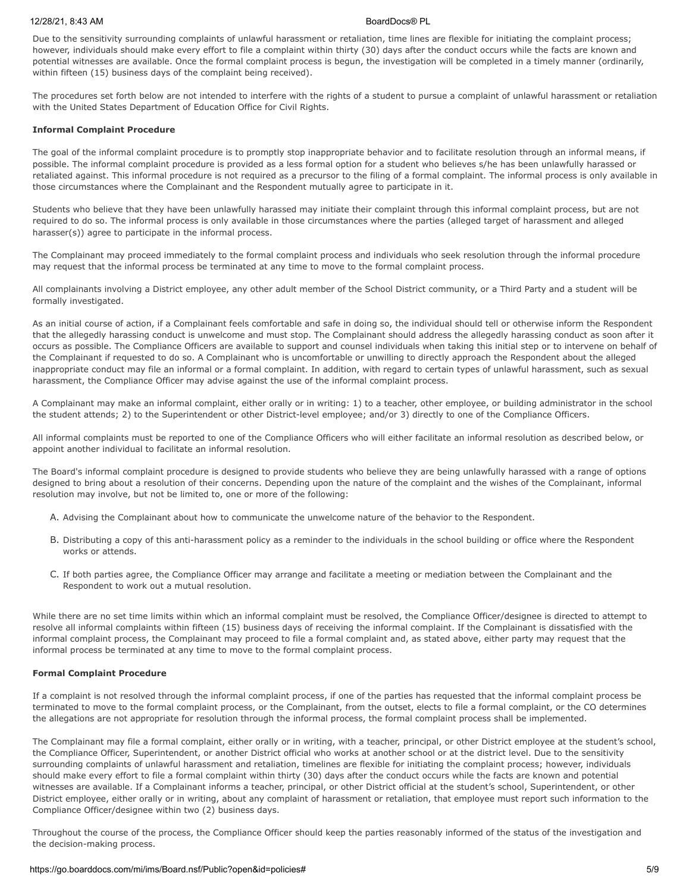Due to the sensitivity surrounding complaints of unlawful harassment or retaliation, time lines are flexible for initiating the complaint process; however, individuals should make every effort to file a complaint within thirty (30) days after the conduct occurs while the facts are known and potential witnesses are available. Once the formal complaint process is begun, the investigation will be completed in a timely manner (ordinarily, within fifteen (15) business days of the complaint being received).

The procedures set forth below are not intended to interfere with the rights of a student to pursue a complaint of unlawful harassment or retaliation with the United States Department of Education Office for Civil Rights.

**Informal Complaint Procedure**

The goal of the informal complaint procedure is to promptly stop inappropriate behavior and to facilitate resolution through an informal means, if possible. The informal complaint procedure is provided as a less formal option for a student who believes s/he has been unlawfully harassed or retaliated against. This informal procedure is not required as a precursor to the filing of a formal complaint. The informal process is only available in those circumstances where the Complainant and the Respondent mutually agree to participate in it.

Students who believe that they have been unlawfully harassed may initiate their complaint through this informal complaint process, but are not required to do so. The informal process is only available in those circumstances where the parties (alleged target of harassment and alleged harasser(s)) agree to participate in the informal process.

The Complainant may proceed immediately to the formal complaint process and individuals who seek resolution through the informal procedure may request that the informal process be terminated at any time to move to the formal complaint process.

All complainants involving a District employee, any other adult member of the School District community, or a Third Party and a student will be formally investigated.

As an initial course of action, if a Complainant feels comfortable and safe in doing so, the individual should tell or otherwise inform the Respondent that the allegedly harassing conduct is unwelcome and must stop. The Complainant should address the allegedly harassing conduct as soon after it occurs as possible. The Compliance Officers are available to support and counsel individuals when taking this initial step or to intervene on behalf of the Complainant if requested to do so. A Complainant who is uncomfortable or unwilling to directly approach the Respondent about the alleged inappropriate conduct may file an informal or a formal complaint. In addition, with regard to certain types of unlawful harassment, such as sexual harassment, the Compliance Officer may advise against the use of the informal complaint process.

A Complainant may make an informal complaint, either orally or in writing: 1) to a teacher, other employee, or building administrator in the school the student attends; 2) to the Superintendent or other District-level employee; and/or 3) directly to one of the Compliance Officers.

All informal complaints must be reported to one of the Compliance Officers who will either facilitate an informal resolution as described below, or appoint another individual to facilitate an informal resolution.

The Board's informal complaint procedure is designed to provide students who believe they are being unlawfully harassed with a range of options designed to bring about a resolution of their concerns. Depending upon the nature of the complaint and the wishes of the Complainant, informal resolution may involve, but not be limited to, one or more of the following:

A. Advising the Complainant about how to communicate the unwelcome nature of the behavior to the Respondent.

B. Distributing a copy of this anti-harassment policy as a reminder to the individuals in the school building or office where the Respondent works or attends.

C. If both parties agree, the Compliance Officer may arrange and facilitate a meeting or mediation between the Complainant and the Respondent to work out a mutual resolution.

While there are no set time limits within which an informal complaint must be resolved, the Compliance Officer/designee is directed to attempt to resolve all informal complaints within fifteen (15) business days of receiving the informal complaint. If the Complainant is dissatisfied with the informal complaint process, the Complainant may proceed to file a formal complaint and, as stated above, either party may request that the informal process be terminated at any time to move to the formal complaint process.

**Formal Complaint Procedure**

If a complaint is not resolved through the informal complaint process, if one of the parties has requested that the informal complaint process be terminated to move to the formal complaint process, or the Complainant, from the outset, elects to file a formal complaint, or the CO determines the allegations are not appropriate for resolution through the informal process, the formal complaint process shall be implemented.

The Complainant may file a formal complaint, either orally or in writing, with a teacher, principal, or other District employee at the student's school, the Compliance Officer, Superintendent, or another District official who works at another school or at the district level. Due to the sensitivity surrounding complaints of unlawful harassment and retaliation, timelines are flexible for initiating the complaint process; however, individuals should make every effort to file a formal complaint within thirty (30) days after the conduct occurs while the facts are known and potential witnesses are available. If a Complainant informs a teacher, principal, or other District official at the student's school, Superintendent, or other District employee, either orally or in writing, about any complaint of harassment or retaliation, that employee must report such information to the Compliance Officer/designee within two (2) business days.

Throughout the course of the process, the Compliance Officer should keep the parties reasonably informed of the status of the investigation and the decision-making process.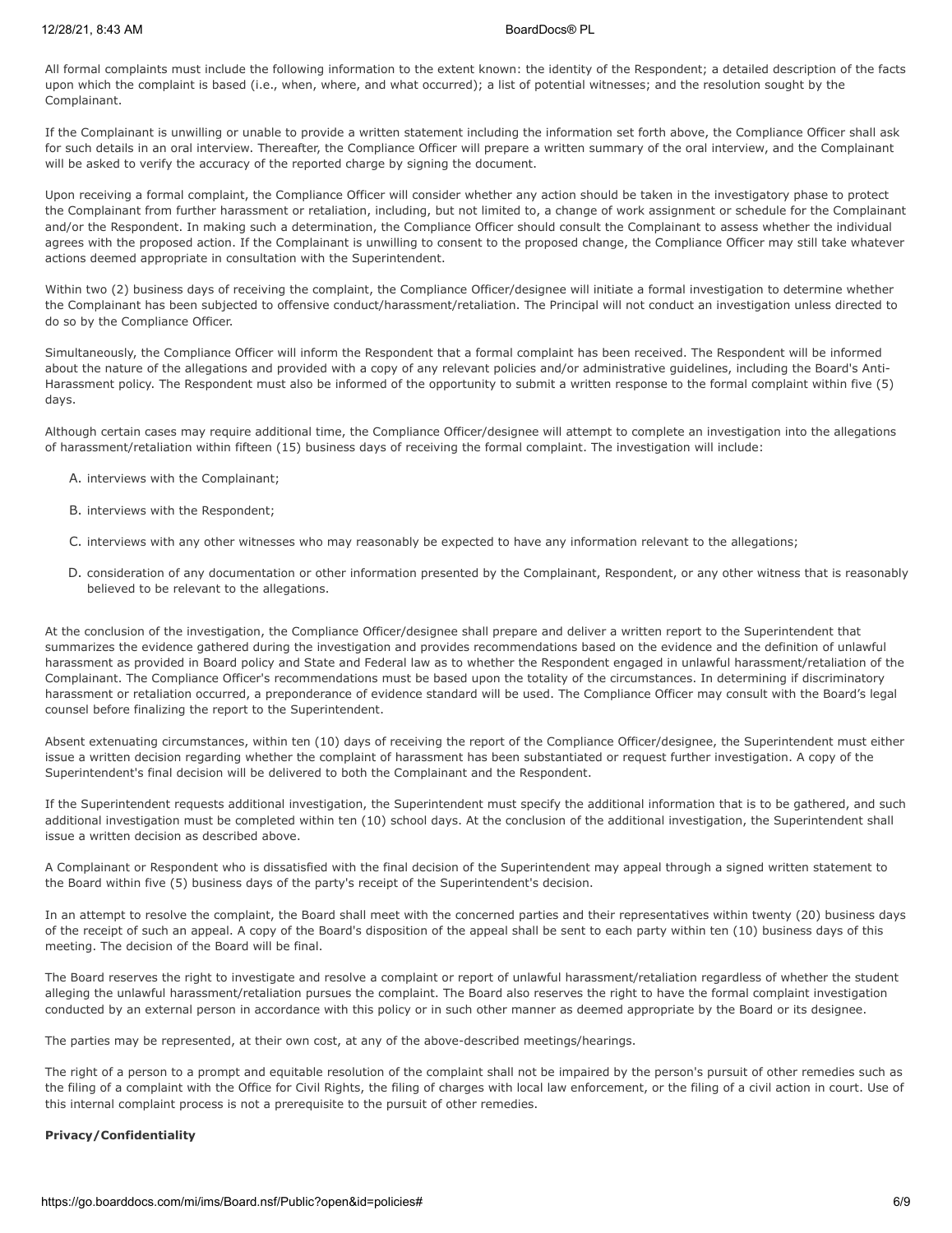All formal complaints must include the following information to the extent known: the identity of the Respondent; a detailed description of the facts upon which the complaint is based (i.e., when, where, and what occurred); a list of potential witnesses; and the resolution sought by the Complainant.

If the Complainant is unwilling or unable to provide a written statement including the information set forth above, the Compliance Officer shall ask for such details in an oral interview. Thereafter, the Compliance Officer will prepare a written summary of the oral interview, and the Complainant will be asked to verify the accuracy of the reported charge by signing the document.

Upon receiving a formal complaint, the Compliance Officer will consider whether any action should be taken in the investigatory phase to protect the Complainant from further harassment or retaliation, including, but not limited to, a change of work assignment or schedule for the Complainant and/or the Respondent. In making such a determination, the Compliance Officer should consult the Complainant to assess whether the individual agrees with the proposed action. If the Complainant is unwilling to consent to the proposed change, the Compliance Officer may still take whatever actions deemed appropriate in consultation with the Superintendent.

Within two (2) business days of receiving the complaint, the Compliance Officer/designee will initiate a formal investigation to determine whether the Complainant has been subjected to offensive conduct/harassment/retaliation. The Principal will not conduct an investigation unless directed to do so by the Compliance Officer.

Simultaneously, the Compliance Officer will inform the Respondent that a formal complaint has been received. The Respondent will be informed about the nature of the allegations and provided with a copy of any relevant policies and/or administrative guidelines, including the Board's Anti-Harassment policy. The Respondent must also be informed of the opportunity to submit a written response to the formal complaint within five (5) days.

Although certain cases may require additional time, the Compliance Officer/designee will attempt to complete an investigation into the allegations of harassment/retaliation within fifteen (15) business days of receiving the formal complaint. The investigation will include:

A. interviews with the Complainant;

B. interviews with the Respondent;

C. interviews with any other witnesses who may reasonably be expected to have any information relevant to the allegations;

D. consideration of any documentation or other information presented by the Complainant, Respondent, or any other witness that is reasonably believed to be relevant to the allegations.

At the conclusion of the investigation, the Compliance Officer/designee shall prepare and deliver a written report to the Superintendent that summarizes the evidence gathered during the investigation and provides recommendations based on the evidence and the definition of unlawful harassment as provided in Board policy and State and Federal law as to whether the Respondent engaged in unlawful harassment/retaliation of the Complainant. The Compliance Officer's recommendations must be based upon the totality of the circumstances. In determining if discriminatory harassment or retaliation occurred, a preponderance of evidence standard will be used. The Compliance Officer may consult with the Board's legal counsel before finalizing the report to the Superintendent.

Absent extenuating circumstances, within ten (10) days of receiving the report of the Compliance Officer/designee, the Superintendent must either issue a written decision regarding whether the complaint of harassment has been substantiated or request further investigation. A copy of the Superintendent's final decision will be delivered to both the Complainant and the Respondent.

If the Superintendent requests additional investigation, the Superintendent must specify the additional information that is to be gathered, and such additional investigation must be completed within ten (10) school days. At the conclusion of the additional investigation, the Superintendent shall issue a written decision as described above.

A Complainant or Respondent who is dissatisfied with the final decision of the Superintendent may appeal through a signed written statement to the Board within five (5) business days of the party's receipt of the Superintendent's decision.

In an attempt to resolve the complaint, the Board shall meet with the concerned parties and their representatives within twenty (20) business days of the receipt of such an appeal. A copy of the Board's disposition of the appeal shall be sent to each party within ten (10) business days of this meeting. The decision of the Board will be final.

The Board reserves the right to investigate and resolve a complaint or report of unlawful harassment/retaliation regardless of whether the student alleging the unlawful harassment/retaliation pursues the complaint. The Board also reserves the right to have the formal complaint investigation conducted by an external person in accordance with this policy or in such other manner as deemed appropriate by the Board or its designee.

The parties may be represented, at their own cost, at any of the above-described meetings/hearings.

The right of a person to a prompt and equitable resolution of the complaint shall not be impaired by the person's pursuit of other remedies such as the filing of a complaint with the Office for Civil Rights, the filing of charges with local law enforcement, or the filing of a civil action in court. Use of this internal complaint process is not a prerequisite to the pursuit of other remedies.

**Privacy/Confidentiality**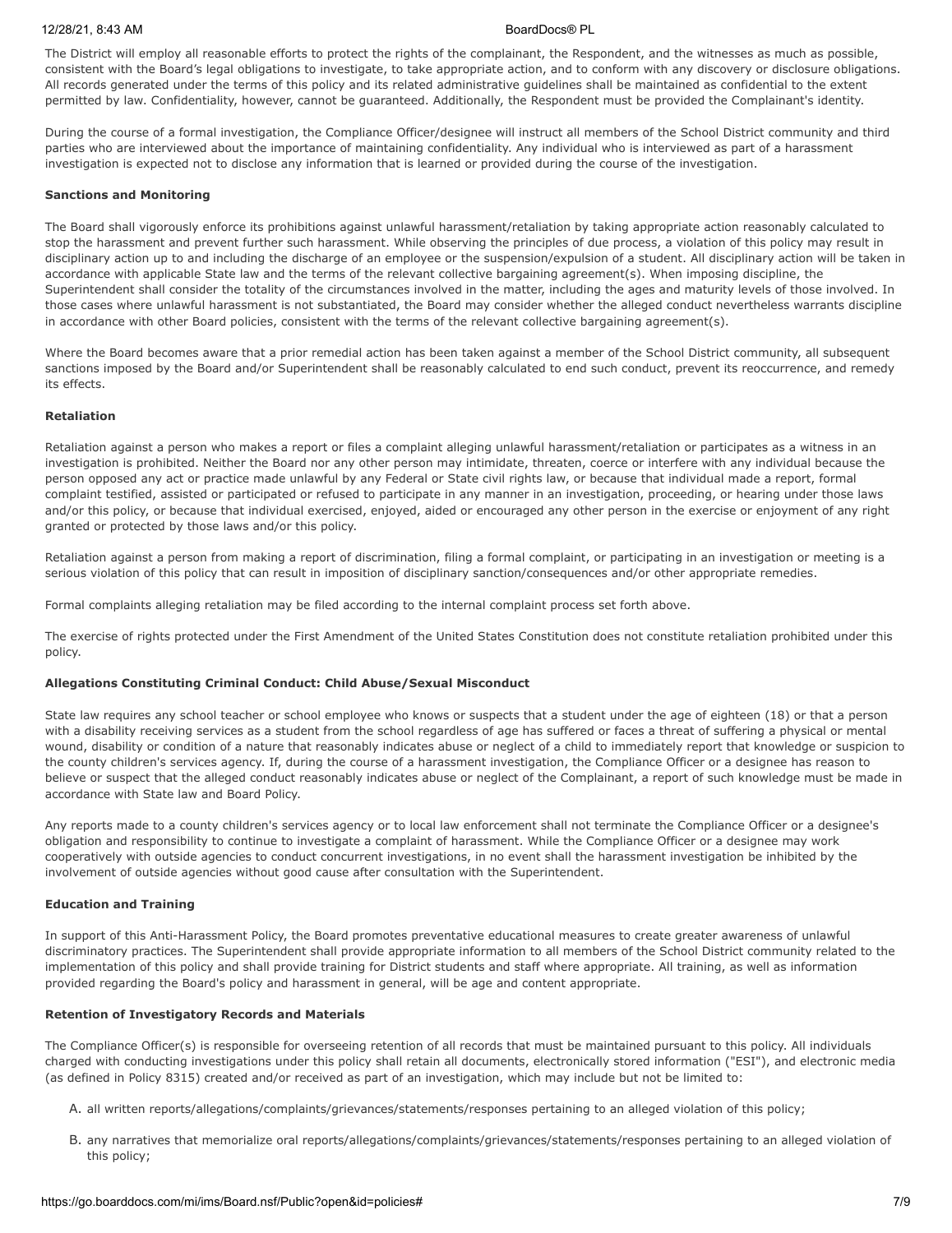The District will employ all reasonable efforts to protect the rights of the complainant, the Respondent, and the witnesses as much as possible, consistent with the Board's legal obligations to investigate, to take appropriate action, and to conform with any discovery or disclosure obligations. All records generated under the terms of this policy and its related administrative guidelines shall be maintained as confidential to the extent permitted by law. Confidentiality, however, cannot be guaranteed. Additionally, the Respondent must be provided the Complainant's identity.

During the course of a formal investigation, the Compliance Officer/designee will instruct all members of the School District community and third parties who are interviewed about the importance of maintaining confidentiality. Any individual who is interviewed as part of a harassment investigation is expected not to disclose any information that is learned or provided during the course of the investigation.

**Sanctions and Monitoring**

The Board shall vigorously enforce its prohibitions against unlawful harassment/retaliation by taking appropriate action reasonably calculated to stop the harassment and prevent further such harassment. While observing the principles of due process, a violation of this policy may result in disciplinary action up to and including the discharge of an employee or the suspension/expulsion of a student. All disciplinary action will be taken in accordance with applicable State law and the terms of the relevant collective bargaining agreement(s). When imposing discipline, the Superintendent shall consider the totality of the circumstances involved in the matter, including the ages and maturity levels of those involved. In those cases where unlawful harassment is not substantiated, the Board may consider whether the alleged conduct nevertheless warrants discipline in accordance with other Board policies, consistent with the terms of the relevant collective bargaining agreement(s).

Where the Board becomes aware that a prior remedial action has been taken against a member of the School District community, all subsequent sanctions imposed by the Board and/or Superintendent shall be reasonably calculated to end such conduct, prevent its reoccurrence, and remedy its effects.

**Retaliation**

Retaliation against a person who makes a report or files a complaint alleging unlawful harassment/retaliation or participates as a witness in an investigation is prohibited. Neither the Board nor any other person may intimidate, threaten, coerce or interfere with any individual because the person opposed any act or practice made unlawful by any Federal or State civil rights law, or because that individual made a report, formal complaint testified, assisted or participated or refused to participate in any manner in an investigation, proceeding, or hearing under those laws and/or this policy, or because that individual exercised, enjoyed, aided or encouraged any other person in the exercise or enjoyment of any right granted or protected by those laws and/or this policy.

Retaliation against a person from making a report of discrimination, filing a formal complaint, or participating in an investigation or meeting is a serious violation of this policy that can result in imposition of disciplinary sanction/consequences and/or other appropriate remedies.

Formal complaints alleging retaliation may be filed according to the internal complaint process set forth above.

The exercise of rights protected under the First Amendment of the United States Constitution does not constitute retaliation prohibited under this policy.

**Allegations Constituting Criminal Conduct: Child Abuse/Sexual Misconduct**

State law requires any school teacher or school employee who knows or suspects that a student under the age of eighteen (18) or that a person with a disability receiving services as a student from the school regardless of age has suffered or faces a threat of suffering a physical or mental wound, disability or condition of a nature that reasonably indicates abuse or neglect of a child to immediately report that knowledge or suspicion to the county children's services agency. If, during the course of a harassment investigation, the Compliance Officer or a designee has reason to believe or suspect that the alleged conduct reasonably indicates abuse or neglect of the Complainant, a report of such knowledge must be made in accordance with State law and Board Policy.

Any reports made to a county children's services agency or to local law enforcement shall not terminate the Compliance Officer or a designee's obligation and responsibility to continue to investigate a complaint of harassment. While the Compliance Officer or a designee may work cooperatively with outside agencies to conduct concurrent investigations, in no event shall the harassment investigation be inhibited by the involvement of outside agencies without good cause after consultation with the Superintendent.

**Education and Training**

In support of this Anti-Harassment Policy, the Board promotes preventative educational measures to create greater awareness of unlawful discriminatory practices. The Superintendent shall provide appropriate information to all members of the School District community related to the implementation of this policy and shall provide training for District students and staff where appropriate. All training, as well as information provided regarding the Board's policy and harassment in general, will be age and content appropriate.

**Retention of Investigatory Records and Materials**

The Compliance Officer(s) is responsible for overseeing retention of all records that must be maintained pursuant to this policy. All individuals charged with conducting investigations under this policy shall retain all documents, electronically stored information ("ESI"), and electronic media (as defined in Policy 8315) created and/or received as part of an investigation, which may include but not be limited to:

A. all written reports/allegations/complaints/grievances/statements/responses pertaining to an alleged violation of this policy;

B. any narratives that memorialize oral reports/allegations/complaints/grievances/statements/responses pertaining to an alleged violation of this policy;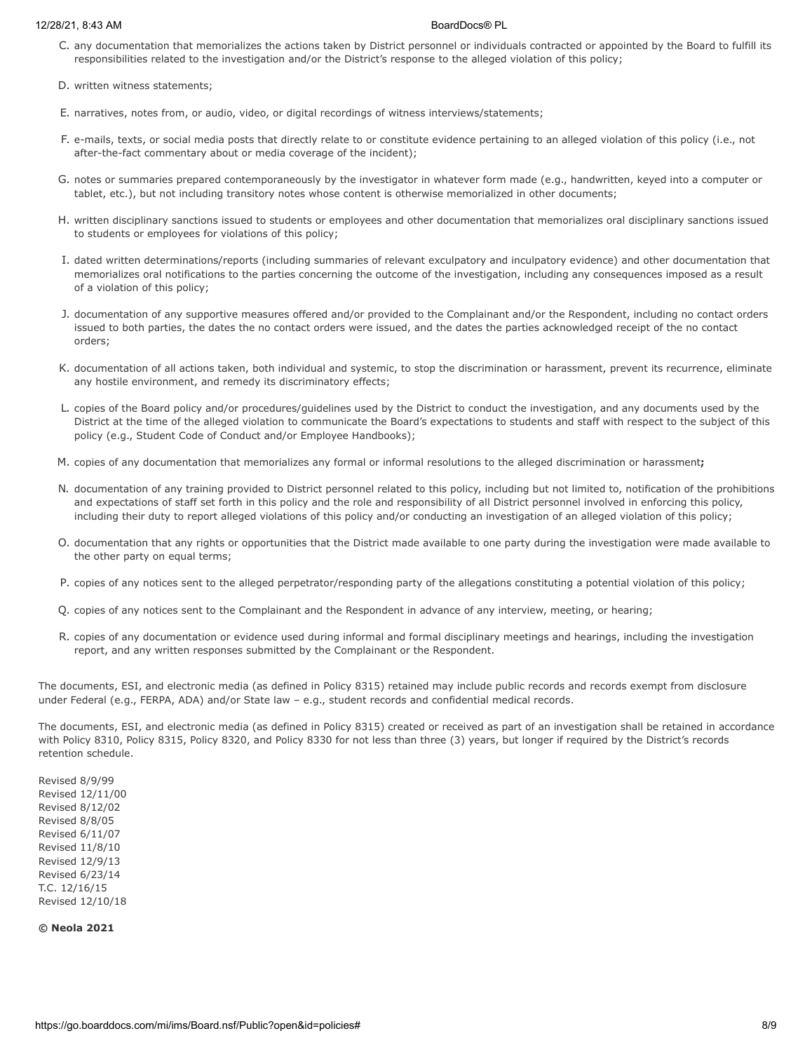C. any documentation that memorializes the actions taken by District personnel or individuals contracted or appointed by the Board to fulfill its responsibilities related to the investigation and/or the District's response to the alleged violation of this policy;

D. written witness statements;

E. narratives, notes from, or audio, video, or digital recordings of witness interviews/statements;

F. e-mails, texts, or social media posts that directly relate to or constitute evidence pertaining to an alleged violation of this policy (i.e., not after-the-fact commentary about or media coverage of the incident);

G. notes or summaries prepared contemporaneously by the investigator in whatever form made (e.g., handwritten, keyed into a computer or tablet, etc.), but not including transitory notes whose content is otherwise memorialized in other documents;

H. written disciplinary sanctions issued to students or employees and other documentation that memorializes oral disciplinary sanctions issued to students or employees for violations of this policy;

I. dated written determinations/reports (including summaries of relevant exculpatory and inculpatory evidence) and other documentation that memorializes oral notifications to the parties concerning the outcome of the investigation, including any consequences imposed as a result of a violation of this policy;

J. documentation of any supportive measures offered and/or provided to the Complainant and/or the Respondent, including no contact orders issued to both parties, the dates the no contact orders were issued, and the dates the parties acknowledged receipt of the no contact orders;

K. documentation of all actions taken, both individual and systemic, to stop the discrimination or harassment, prevent its recurrence, eliminate any hostile environment, and remedy its discriminatory effects;

L. copies of the Board policy and/or procedures/guidelines used by the District to conduct the investigation, and any documents used by the District at the time of the alleged violation to communicate the Board's expectations to students and staff with respect to the subject of this policy (e.g., Student Code of Conduct and/or Employee Handbooks);

M. copies of any documentation that memorializes any formal or informal resolutions to the alleged discrimination or harassment**;**

N. documentation of any training provided to District personnel related to this policy, including but not limited to, notification of the prohibitions and expectations of staff set forth in this policy and the role and responsibility of all District personnel involved in enforcing this policy, including their duty to report alleged violations of this policy and/or conducting an investigation of an alleged violation of this policy;

O. documentation that any rights or opportunities that the District made available to one party during the investigation were made available to the other party on equal terms;

P. copies of any notices sent to the alleged perpetrator/responding party of the allegations constituting a potential violation of this policy;

Q. copies of any notices sent to the Complainant and the Respondent in advance of any interview, meeting, or hearing;

R. copies of any documentation or evidence used during informal and formal disciplinary meetings and hearings, including the investigation report, and any written responses submitted by the Complainant or the Respondent.

The documents, ESI, and electronic media (as defined in Policy 8315) retained may include public records and records exempt from disclosure under Federal (e.g., FERPA, ADA) and/or State law – e.g., student records and confidential medical records.

The documents, ESI, and electronic media (as defined in Policy 8315) created or received as part of an investigation shall be retained in accordance with Policy 8310, Policy 8315, Policy 8320, and Policy 8330 for not less than three (3) years, but longer if required by the District's records retention schedule.

Revised 8/9/99
Revised 12/11/00
Revised 8/12/02
Revised 8/8/05
Revised 6/11/07
Revised 11/8/10
Revised 12/9/13
Revised 6/23/14
T.C. 12/16/15
Revised 12/10/18

**© Neola 2021**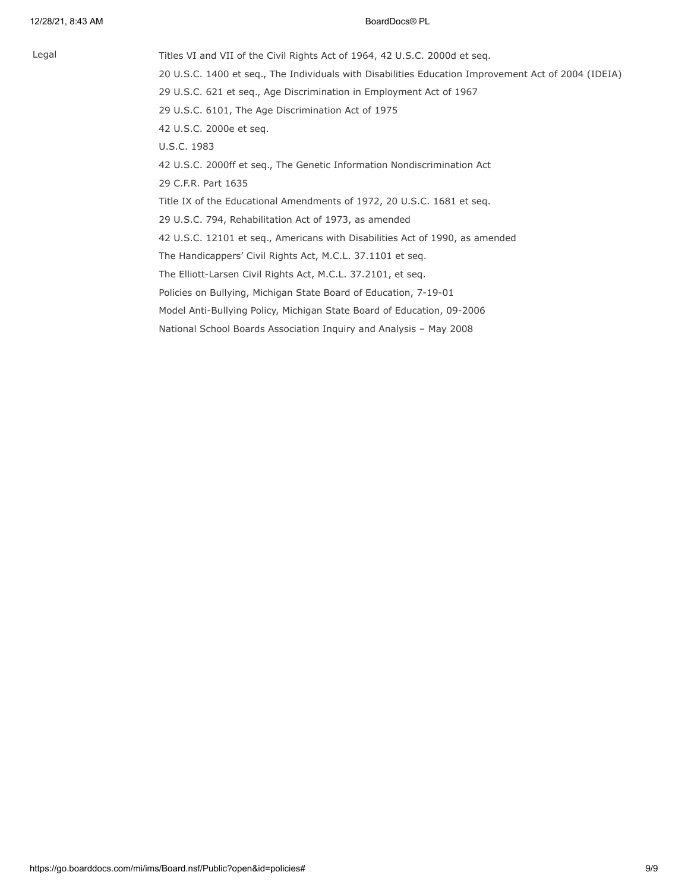Legal

Titles VI and VII of the Civil Rights Act of 1964, 42 U.S.C. 2000d et seq.

20 U.S.C. 1400 et seq., The Individuals with Disabilities Education Improvement Act of 2004 (IDEIA)

29 U.S.C. 621 et seq., Age Discrimination in Employment Act of 1967

29 U.S.C. 6101, The Age Discrimination Act of 1975

42 U.S.C. 2000e et seq.

U.S.C. 1983

42 U.S.C. 2000ff et seq., The Genetic Information Nondiscrimination Act

29 C.F.R. Part 1635

Title IX of the Educational Amendments of 1972, 20 U.S.C. 1681 et seq.

29 U.S.C. 794, Rehabilitation Act of 1973, as amended

42 U.S.C. 12101 et seq., Americans with Disabilities Act of 1990, as amended

The Handicappers' Civil Rights Act, M.C.L. 37.1101 et seq.

The Elliott-Larsen Civil Rights Act, M.C.L. 37.2101, et seq.

Policies on Bullying, Michigan State Board of Education, 7-19-01

Model Anti-Bullying Policy, Michigan State Board of Education, 09-2006

National School Boards Association Inquiry and Analysis – May 2008